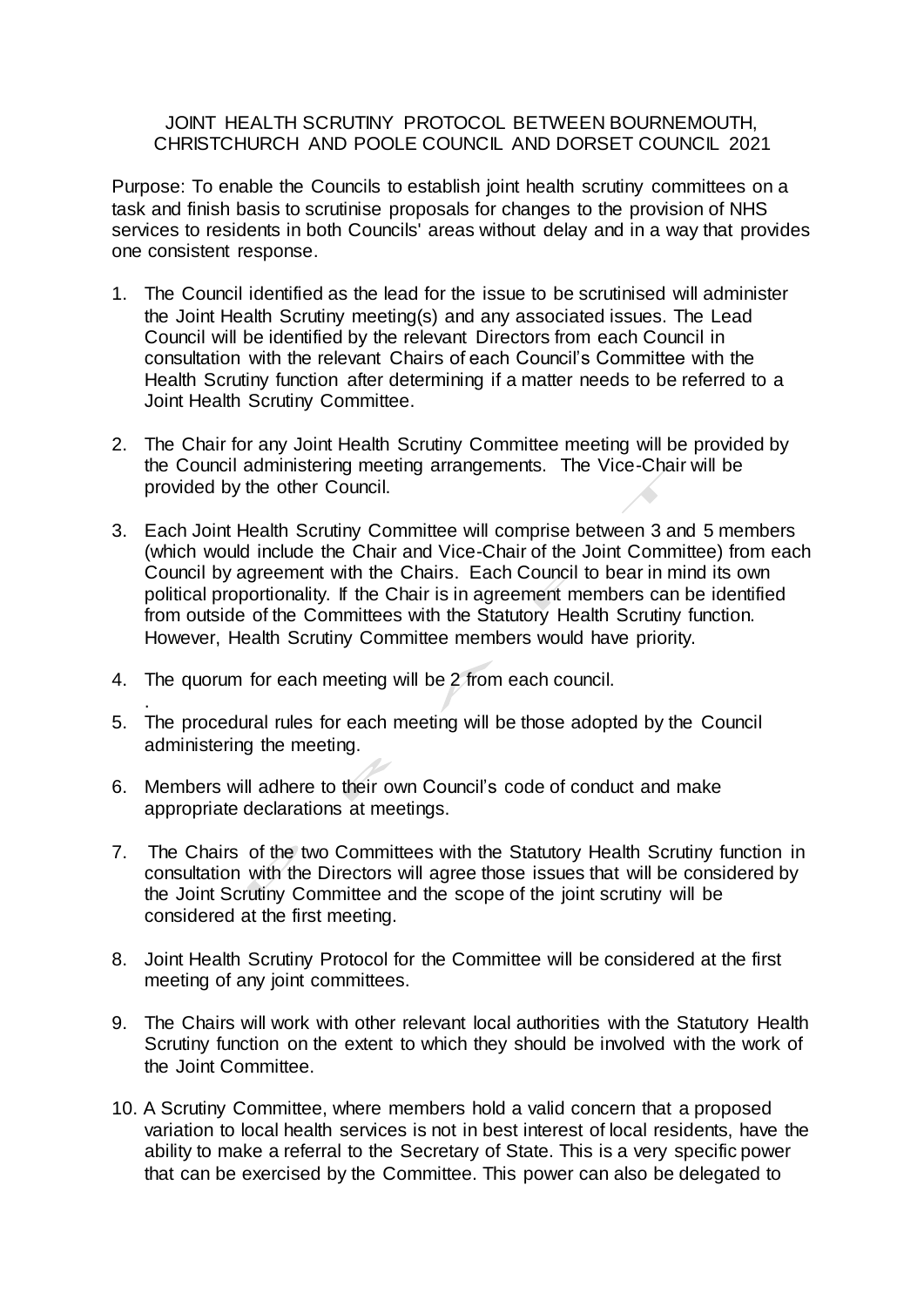JOINT HEALTH SCRUTINY PROTOCOL BETWEEN BOURNEMOUTH, CHRISTCHURCH AND POOLE COUNCIL AND DORSET COUNCIL 2021

Purpose: To enable the Councils to establish joint health scrutiny committees on a task and finish basis to scrutinise proposals for changes to the provision of NHS services to residents in both Councils' areas without delay and in a way that provides one consistent response.

1. The Council identified as the lead for the issue to be scrutinised will administer the Joint Health Scrutiny meeting(s) and any associated issues. The Lead Council will be identified by the relevant Directors from each Council in consultation with the relevant Chairs of each Council's Committee with the Health Scrutiny function after determining if a matter needs to be referred to a Joint Health Scrutiny Committee.

2. The Chair for any Joint Health Scrutiny Committee meeting will be provided by the Council administering meeting arrangements. The Vice-Chair will be provided by the other Council.

3. Each Joint Health Scrutiny Committee will comprise between 3 and 5 members (which would include the Chair and Vice-Chair of the Joint Committee) from each Council by agreement with the Chairs. Each Council to bear in mind its own political proportionality. If the Chair is in agreement members can be identified from outside of the Committees with the Statutory Health Scrutiny function. However, Health Scrutiny Committee members would have priority.

4. The quorum for each meeting will be 2 from each council.

5. The procedural rules for each meeting will be those adopted by the Council administering the meeting.

6. Members will adhere to their own Council's code of conduct and make appropriate declarations at meetings.

7. The Chairs of the two Committees with the Statutory Health Scrutiny function in consultation with the Directors will agree those issues that will be considered by the Joint Scrutiny Committee and the scope of the joint scrutiny will be considered at the first meeting.

8. Joint Health Scrutiny Protocol for the Committee will be considered at the first meeting of any joint committees.

9. The Chairs will work with other relevant local authorities with the Statutory Health Scrutiny function on the extent to which they should be involved with the work of the Joint Committee.

10. A Scrutiny Committee, where members hold a valid concern that a proposed variation to local health services is not in best interest of local residents, have the ability to make a referral to the Secretary of State. This is a very specific power that can be exercised by the Committee. This power can also be delegated to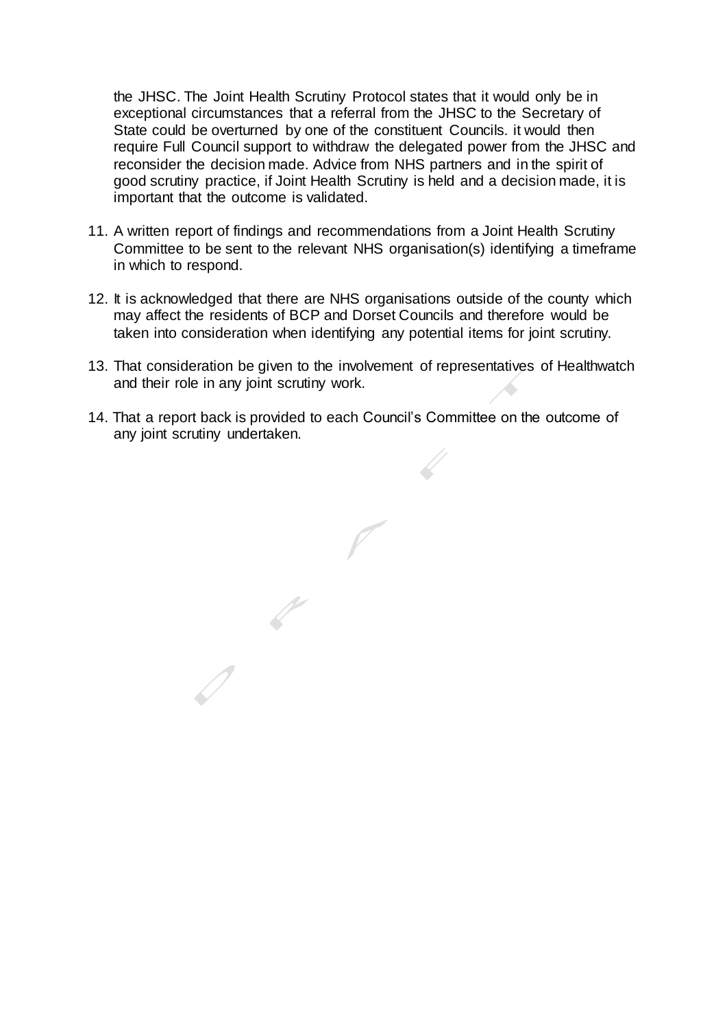the JHSC. The Joint Health Scrutiny Protocol states that it would only be in exceptional circumstances that a referral from the JHSC to the Secretary of State could be overturned by one of the constituent Councils. it would then require Full Council support to withdraw the delegated power from the JHSC and reconsider the decision made. Advice from NHS partners and in the spirit of good scrutiny practice, if Joint Health Scrutiny is held and a decision made, it is important that the outcome is validated.

11. A written report of findings and recommendations from a Joint Health Scrutiny Committee to be sent to the relevant NHS organisation(s) identifying a timeframe in which to respond.

12. It is acknowledged that there are NHS organisations outside of the county which may affect the residents of BCP and Dorset Councils and therefore would be taken into consideration when identifying any potential items for joint scrutiny.

13. That consideration be given to the involvement of representatives of Healthwatch and their role in any joint scrutiny work.

14. That a report back is provided to each Council's Committee on the outcome of any joint scrutiny undertaken.